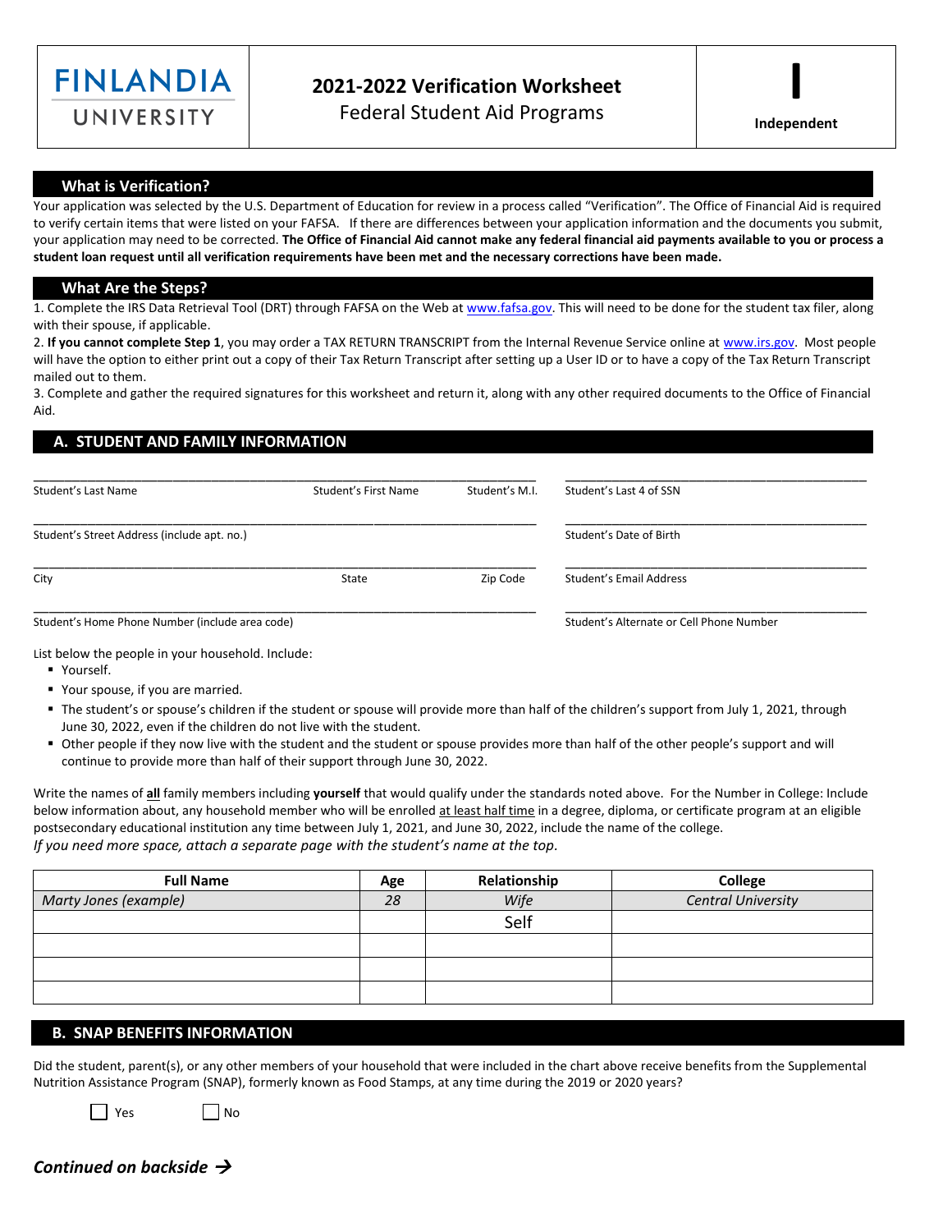FINLANDIA UNIVERSITY

# 2021-2022 Verification Worksheet

Federal Student Aid Programs

**I**

**Independent**

## What is Verification?

Your application was selected by the U.S. Department of Education for review in a process called "Verification". The Office of Financial Aid is required to verify certain items that were listed on your FAFSA. If there are differences between your application information and the documents you submit, your application may need to be corrected. **The Office of Financial Aid cannot make any federal financial aid payments available to you or process a student loan request until all verification requirements have been met and the necessary corrections have been made.**

## What Are the Steps?

1. Complete the IRS Data Retrieval Tool (DRT) through FAFSA on the Web at www.fafsa.gov. This will need to be done for the student tax filer, along with their spouse, if applicable.
2. **If you cannot complete Step 1**, you may order a TAX RETURN TRANSCRIPT from the Internal Revenue Service online at www.irs.gov. Most people will have the option to either print out a copy of their Tax Return Transcript after setting up a User ID or to have a copy of the Tax Return Transcript mailed out to them.
3. Complete and gather the required signatures for this worksheet and return it, along with any other required documents to the Office of Financial Aid.

## A. STUDENT AND FAMILY INFORMATION

Student's Last Name ______ Student's First Name ______ Student's M.I. ______ Student's Last 4 of SSN ______

Student's Street Address (include apt. no.) ______ Student's Date of Birth ______

City ______ State ______ Zip Code ______ Student's Email Address ______

Student's Home Phone Number (include area code) ______ Student's Alternate or Cell Phone Number ______

List below the people in your household. Include:

- Yourself.
- Your spouse, if you are married.
- The student's or spouse's children if the student or spouse will provide more than half of the children's support from July 1, 2021, through June 30, 2022, even if the children do not live with the student.
- Other people if they now live with the student and the student or spouse provides more than half of the other people's support and will continue to provide more than half of their support through June 30, 2022.

Write the names of **all** family members including **yourself** that would qualify under the standards noted above. For the Number in College: Include below information about, any household member who will be enrolled at least half time in a degree, diploma, or certificate program at an eligible postsecondary educational institution any time between July 1, 2021, and June 30, 2022, include the name of the college.

*If you need more space, attach a separate page with the student's name at the top.*

| Full Name | Age | Relationship | College |
|---|---|---|---|
| *Marty Jones (example)* | *28* | *Wife* | *Central University* |
| | | Self | |
| | | | |
| | | | |
| | | | |

## B. SNAP BENEFITS INFORMATION

Did the student, parent(s), or any other members of your household that were included in the chart above receive benefits from the Supplemental Nutrition Assistance Program (SNAP), formerly known as Food Stamps, at any time during the 2019 or 2020 years?

☐ Yes ☐ No

***Continued on backside →***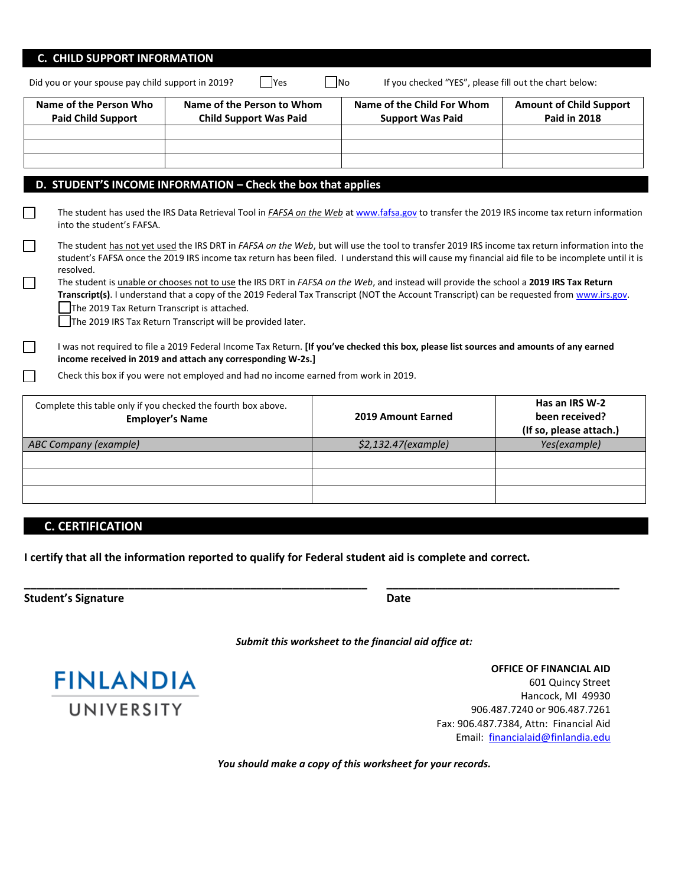## C. CHILD SUPPORT INFORMATION

Did you or your spouse pay child support in 2019? ☐ Yes ☐ No If you checked "YES", please fill out the chart below:

| Name of the Person Who Paid Child Support | Name of the Person to Whom Child Support Was Paid | Name of the Child For Whom Support Was Paid | Amount of Child Support Paid in 2018 |
|---|---|---|---|
| | | | |
| | | | |
| | | | |

## D. STUDENT'S INCOME INFORMATION – Check the box that applies

☐ The student has used the IRS Data Retrieval Tool in *FAFSA on the Web* at www.fafsa.gov to transfer the 2019 IRS income tax return information into the student's FAFSA.

☐ The student has not yet used the IRS DRT in *FAFSA on the Web*, but will use the tool to transfer 2019 IRS income tax return information into the student's FAFSA once the 2019 IRS income tax return has been filed. I understand this will cause my financial aid file to be incomplete until it is resolved.

☐ The student is unable or chooses not to use the IRS DRT in *FAFSA on the Web*, and instead will provide the school a **2019 IRS Tax Return Transcript(s)**. I understand that a copy of the 2019 Federal Tax Transcript (NOT the Account Transcript) can be requested from www.irs.gov.
- ☐ The 2019 Tax Return Transcript is attached.
- ☐ The 2019 IRS Tax Return Transcript will be provided later.

☐ I was not required to file a 2019 Federal Income Tax Return. **[If you've checked this box, please list sources and amounts of any earned income received in 2019 and attach any corresponding W-2s.]**

☐ Check this box if you were not employed and had no income earned from work in 2019.

| Complete this table only if you checked the fourth box above. **Employer's Name** | **2019 Amount Earned** | **Has an IRS W-2 been received? (If so, please attach.)** |
|---|---|---|
| *ABC Company (example)* | *$2,132.47(example)* | *Yes(example)* |
| | | |
| | | |
| | | |

## C. CERTIFICATION

**I certify that all the information reported to qualify for Federal student aid is complete and correct.**

\_\_\_\_\_\_\_\_\_\_\_\_\_\_\_\_\_\_\_\_\_\_\_\_\_\_\_\_\_\_\_\_\_\_\_\_\_\_\_\_ \_\_\_\_\_\_\_\_\_\_\_\_\_\_\_\_\_\_\_\_\_\_\_\_\_\_\_\_
**Student's Signature** **Date**

***Submit this worksheet to the financial aid office at:***

FINLANDIA UNIVERSITY

**OFFICE OF FINANCIAL AID**
601 Quincy Street
Hancock, MI 49930
906.487.7240 or 906.487.7261
Fax: 906.487.7384, Attn: Financial Aid
Email: financialaid@finlandia.edu

***You should make a copy of this worksheet for your records.***